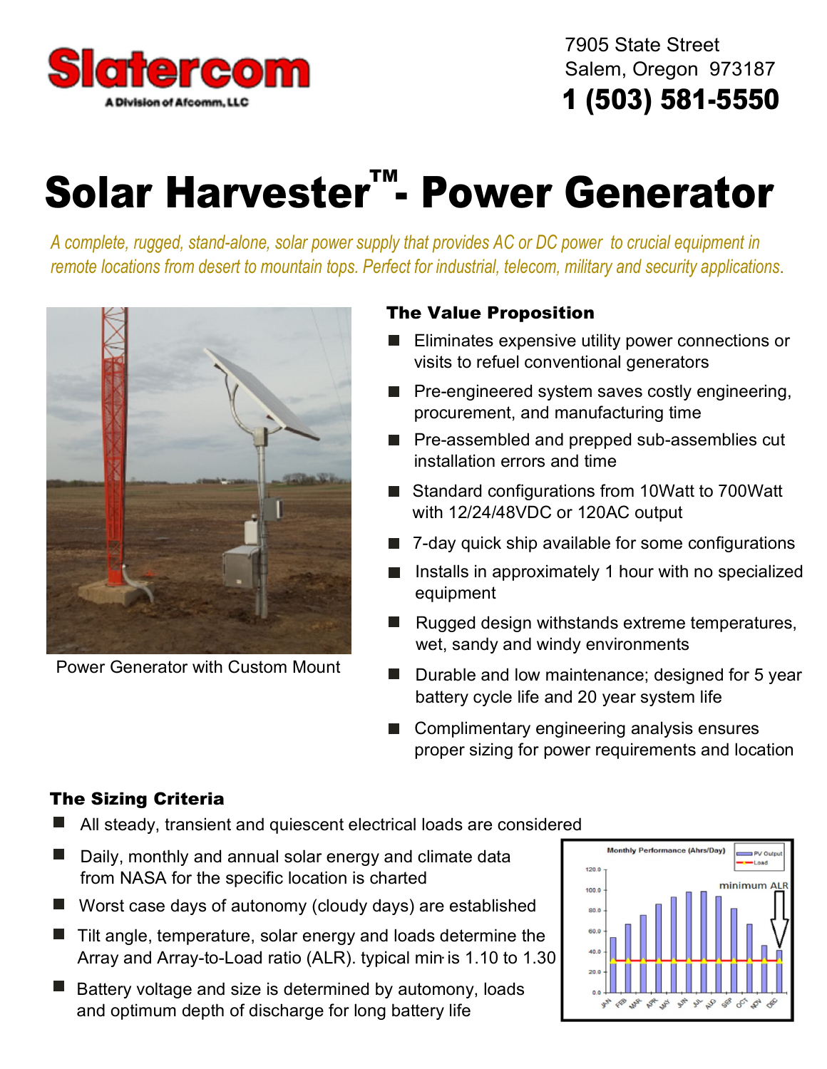Slatercom

A Division of Afcomm, LLC

7905 State Street
Salem, Oregon 973187
**1 (503) 581-5550**

# Solar Harvester™- Power Generator

*A complete, rugged, stand-alone, solar power supply that provides AC or DC power to crucial equipment in remote locations from desert to mountain tops. Perfect for industrial, telecom, military and security applications.*

Power Generator with Custom Mount

## The Value Proposition

- Eliminates expensive utility power connections or visits to refuel conventional generators
- Pre-engineered system saves costly engineering, procurement, and manufacturing time
- Pre-assembled and prepped sub-assemblies cut installation errors and time
- Standard configurations from 10Watt to 700Watt with 12/24/48VDC or 120AC output
- 7-day quick ship available for some configurations
- Installs in approximately 1 hour with no specialized equipment
- Rugged design withstands extreme temperatures, wet, sandy and windy environments
- Durable and low maintenance; designed for 5 year battery cycle life and 20 year system life
- Complimentary engineering analysis ensures proper sizing for power requirements and location

## The Sizing Criteria

- All steady, transient and quiescent electrical loads are considered
- Daily, monthly and annual solar energy and climate data from NASA for the specific location is charted
- Worst case days of autonomy (cloudy days) are established
- Tilt angle, temperature, solar energy and loads determine the Array and Array-to-Load ratio (ALR). typical min is 1.10 to 1.30
- Battery voltage and size is determined by automony, loads and optimum depth of discharge for long battery life

Monthly Performance (Ahrs/Day) — PV Output, Load — minimum ALR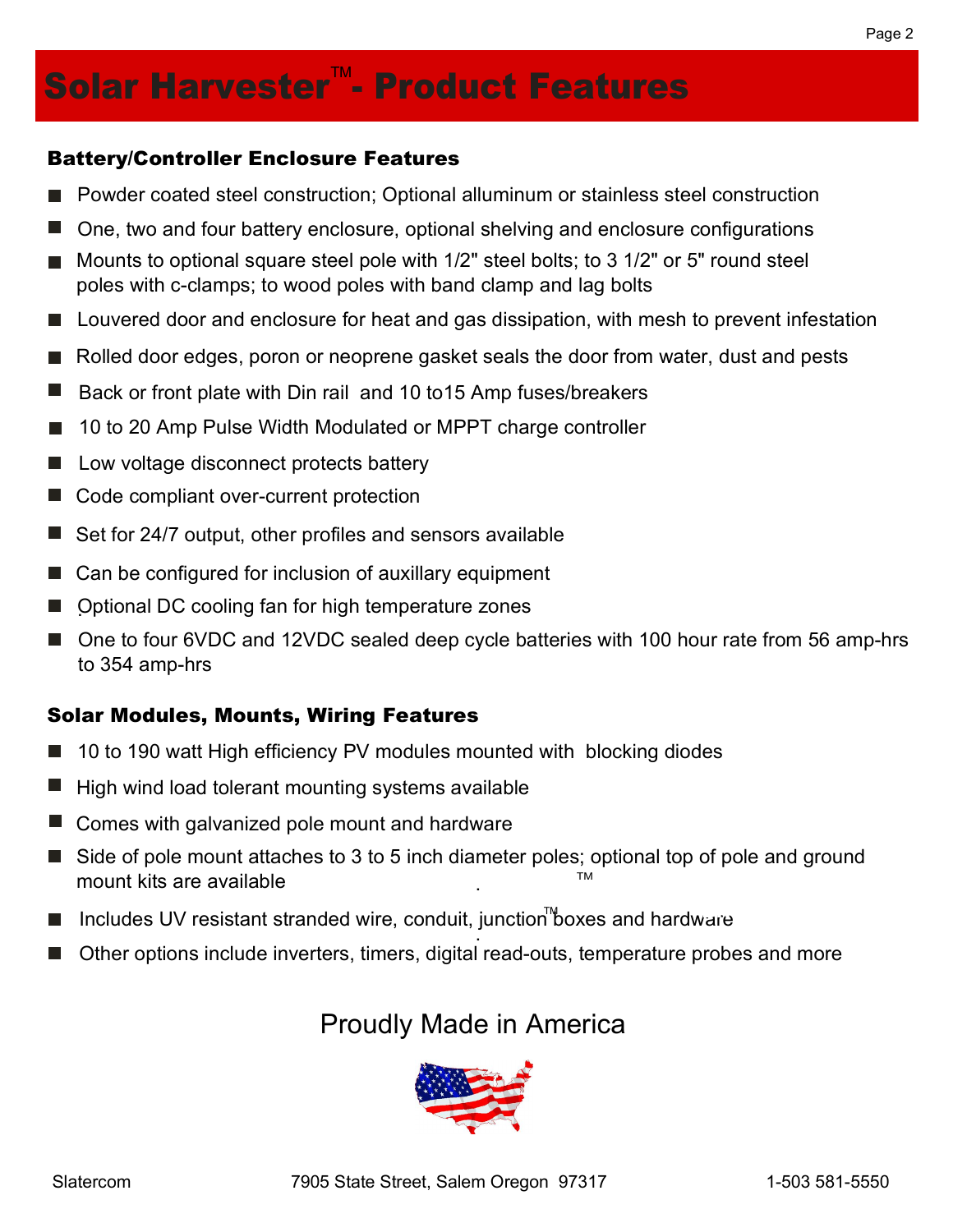# Solar Harvester™ - Product Features

### Battery/Controller Enclosure Features

- Powder coated steel construction; Optional aluminum or stainless steel construction
- One, two and four battery enclosure, optional shelving and enclosure configurations
- Mounts to optional square steel pole with 1/2" steel bolts; to 3 1/2" or 5" round steel poles with c-clamps; to wood poles with band clamp and lag bolts
- Louvered door and enclosure for heat and gas dissipation, with mesh to prevent infestation
- Rolled door edges, poron or neoprene gasket seals the door from water, dust and pests
- Back or front plate with Din rail and 10 to15 Amp fuses/breakers
- 10 to 20 Amp Pulse Width Modulated or MPPT charge controller
- Low voltage disconnect protects battery
- Code compliant over-current protection
- Set for 24/7 output, other profiles and sensors available
- Can be configured for inclusion of auxillary equipment
- Optional DC cooling fan for high temperature zones
- One to four 6VDC and 12VDC sealed deep cycle batteries with 100 hour rate from 56 amp-hrs to 354 amp-hrs

### Solar Modules, Mounts, Wiring Features

- 10 to 190 watt High efficiency PV modules mounted with blocking diodes
- High wind load tolerant mounting systems available
- Comes with galvanized pole mount and hardware
- Side of pole mount attaches to 3 to 5 inch diameter poles; optional top of pole and ground mount kits are available
- Includes UV resistant stranded wire, conduit, junction boxes and hardware
- Other options include inverters, timers, digital read-outs, temperature probes and more

Proudly Made in America

Slatercom 7905 State Street, Salem Oregon 97317 1-503 581-5550